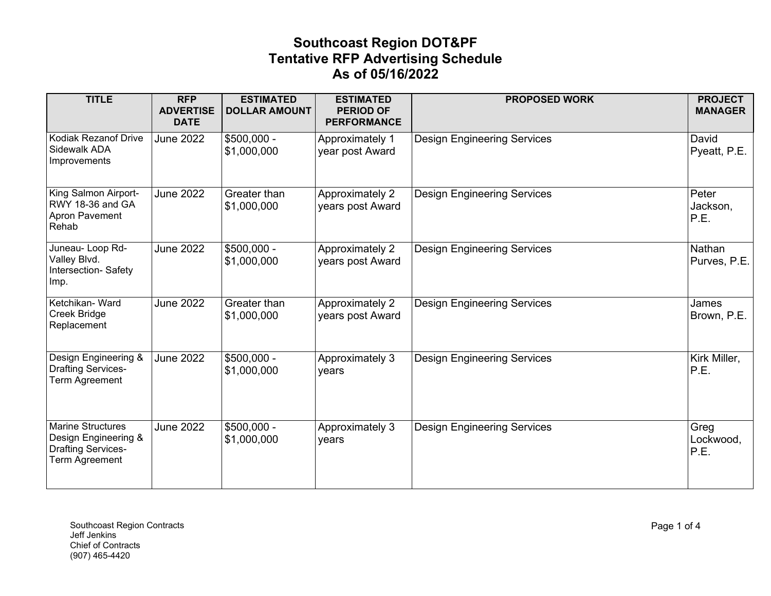# Southcoast Region DOT&PF
# Tentative RFP Advertising Schedule
# As of 05/16/2022

| TITLE | RFP ADVERTISE DATE | ESTIMATED DOLLAR AMOUNT | ESTIMATED PERIOD OF PERFORMANCE | PROPOSED WORK | PROJECT MANAGER |
|---|---|---|---|---|---|
| Kodiak Rezanof Drive Sidewalk ADA Improvements | June 2022 | $500,000 - $1,000,000 | Approximately 1 year post Award | Design Engineering Services | David Pyeatt, P.E. |
| King Salmon Airport- RWY 18-36 and GA Apron Pavement Rehab | June 2022 | Greater than $1,000,000 | Approximately 2 years post Award | Design Engineering Services | Peter Jackson, P.E. |
| Juneau- Loop Rd- Valley Blvd. Intersection- Safety Imp. | June 2022 | $500,000 - $1,000,000 | Approximately 2 years post Award | Design Engineering Services | Nathan Purves, P.E. |
| Ketchikan- Ward Creek Bridge Replacement | June 2022 | Greater than $1,000,000 | Approximately 2 years post Award | Design Engineering Services | James Brown, P.E. |
| Design Engineering & Drafting Services- Term Agreement | June 2022 | $500,000 - $1,000,000 | Approximately 3 years | Design Engineering Services | Kirk Miller, P.E. |
| Marine Structures Design Engineering & Drafting Services- Term Agreement | June 2022 | $500,000 - $1,000,000 | Approximately 3 years | Design Engineering Services | Greg Lockwood, P.E. |

Southcoast Region Contracts
Jeff Jenkins
Chief of Contracts
(907) 465-4420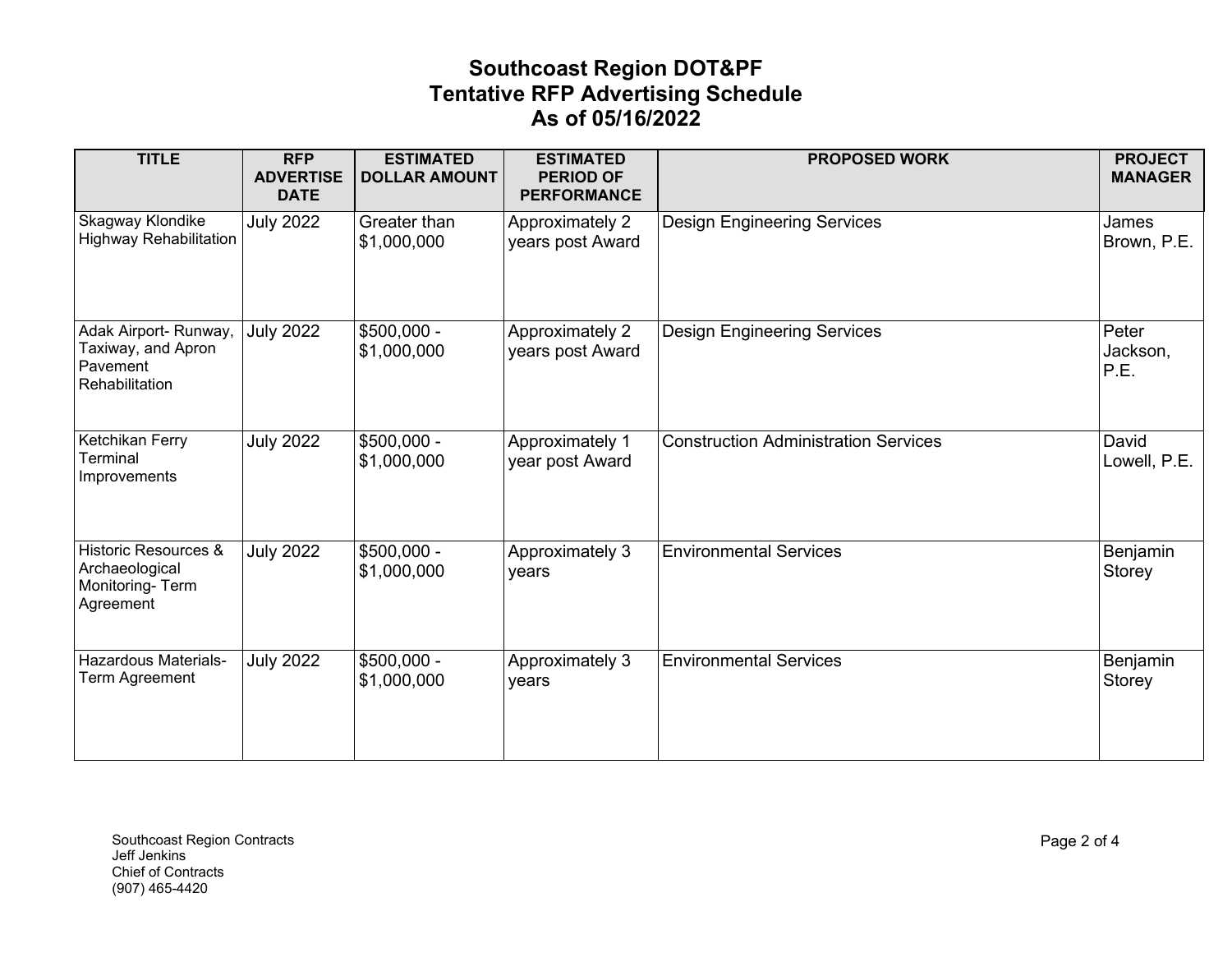# Southcoast Region DOT&PF
# Tentative RFP Advertising Schedule
# As of 05/16/2022

| TITLE | RFP ADVERTISE DATE | ESTIMATED DOLLAR AMOUNT | ESTIMATED PERIOD OF PERFORMANCE | PROPOSED WORK | PROJECT MANAGER |
|---|---|---|---|---|---|
| Skagway Klondike Highway Rehabilitation | July 2022 | Greater than $1,000,000 | Approximately 2 years post Award | Design Engineering Services | James Brown, P.E. |
| Adak Airport- Runway, Taxiway, and Apron Pavement Rehabilitation | July 2022 | $500,000 - $1,000,000 | Approximately 2 years post Award | Design Engineering Services | Peter Jackson, P.E. |
| Ketchikan Ferry Terminal Improvements | July 2022 | $500,000 - $1,000,000 | Approximately 1 year post Award | Construction Administration Services | David Lowell, P.E. |
| Historic Resources & Archaeological Monitoring- Term Agreement | July 2022 | $500,000 - $1,000,000 | Approximately 3 years | Environmental Services | Benjamin Storey |
| Hazardous Materials- Term Agreement | July 2022 | $500,000 - $1,000,000 | Approximately 3 years | Environmental Services | Benjamin Storey |

Southcoast Region Contracts
Jeff Jenkins
Chief of Contracts
(907) 465-4420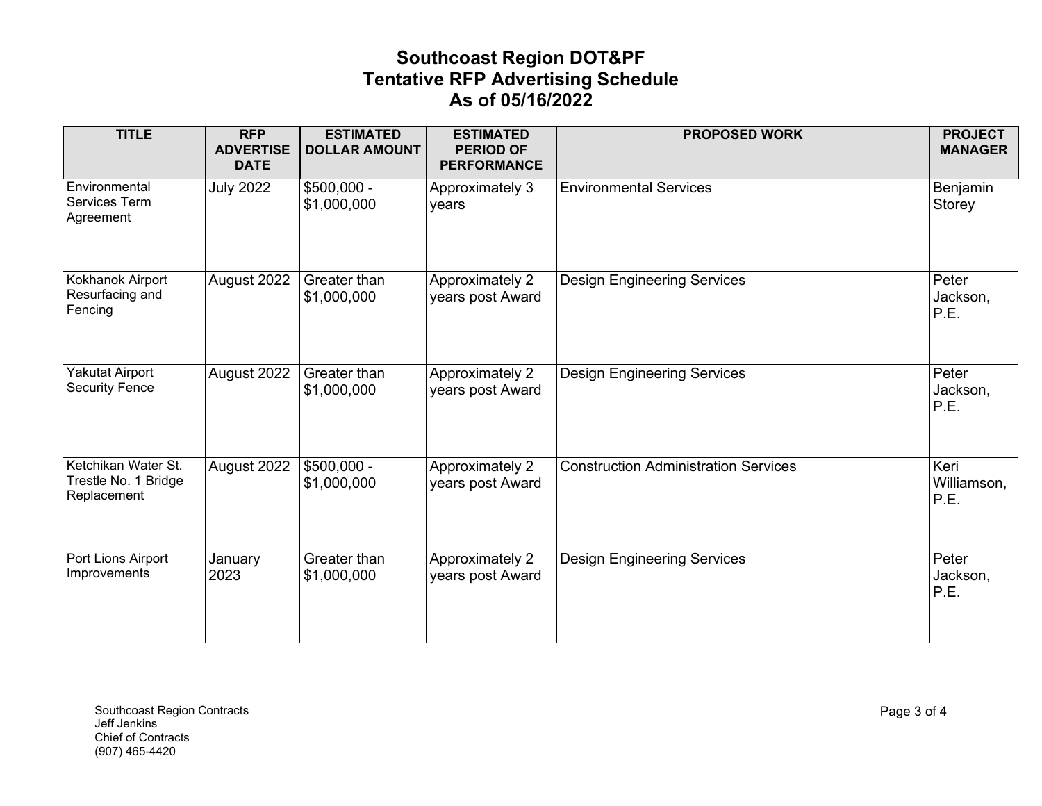# Southcoast Region DOT&PF
# Tentative RFP Advertising Schedule
# As of 05/16/2022

| TITLE | RFP ADVERTISE DATE | ESTIMATED DOLLAR AMOUNT | ESTIMATED PERIOD OF PERFORMANCE | PROPOSED WORK | PROJECT MANAGER |
|---|---|---|---|---|---|
| Environmental Services Term Agreement | July 2022 | $500,000 - $1,000,000 | Approximately 3 years | Environmental Services | Benjamin Storey |
| Kokhanok Airport Resurfacing and Fencing | August 2022 | Greater than $1,000,000 | Approximately 2 years post Award | Design Engineering Services | Peter Jackson, P.E. |
| Yakutat Airport Security Fence | August 2022 | Greater than $1,000,000 | Approximately 2 years post Award | Design Engineering Services | Peter Jackson, P.E. |
| Ketchikan Water St. Trestle No. 1 Bridge Replacement | August 2022 | $500,000 - $1,000,000 | Approximately 2 years post Award | Construction Administration Services | Keri Williamson, P.E. |
| Port Lions Airport Improvements | January 2023 | Greater than $1,000,000 | Approximately 2 years post Award | Design Engineering Services | Peter Jackson, P.E. |

Southcoast Region Contracts
Jeff Jenkins
Chief of Contracts
(907) 465-4420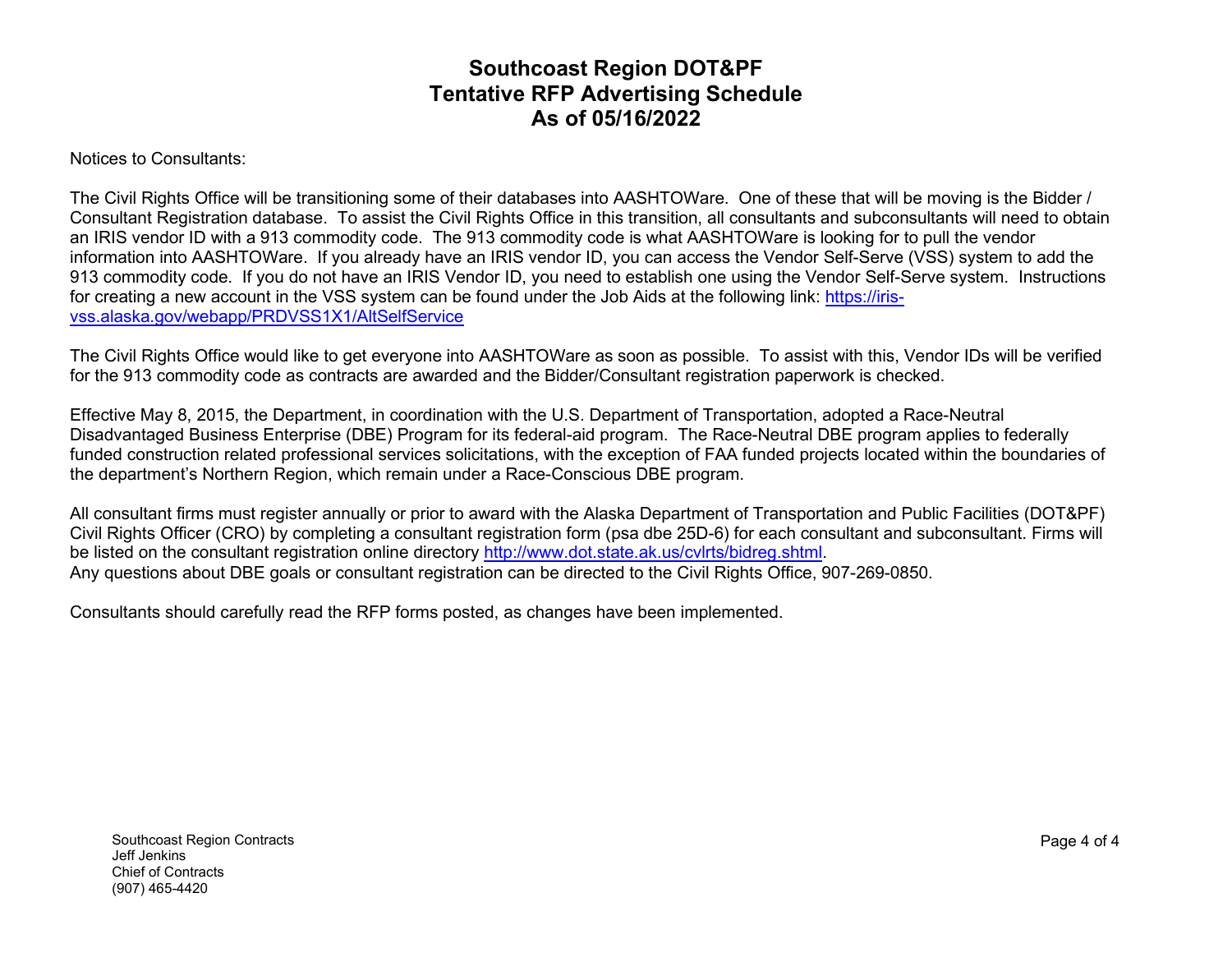# Southcoast Region DOT&PF
# Tentative RFP Advertising Schedule
# As of 05/16/2022

Notices to Consultants:

The Civil Rights Office will be transitioning some of their databases into AASHTOWare. One of these that will be moving is the Bidder / Consultant Registration database. To assist the Civil Rights Office in this transition, all consultants and subconsultants will need to obtain an IRIS vendor ID with a 913 commodity code. The 913 commodity code is what AASHTOWare is looking for to pull the vendor information into AASHTOWare. If you already have an IRIS vendor ID, you can access the Vendor Self-Serve (VSS) system to add the 913 commodity code. If you do not have an IRIS Vendor ID, you need to establish one using the Vendor Self-Serve system. Instructions for creating a new account in the VSS system can be found under the Job Aids at the following link: [https://iris-vss.alaska.gov/webapp/PRDVSS1X1/AltSelfService](https://iris-vss.alaska.gov/webapp/PRDVSS1X1/AltSelfService)

The Civil Rights Office would like to get everyone into AASHTOWare as soon as possible. To assist with this, Vendor IDs will be verified for the 913 commodity code as contracts are awarded and the Bidder/Consultant registration paperwork is checked.

Effective May 8, 2015, the Department, in coordination with the U.S. Department of Transportation, adopted a Race-Neutral Disadvantaged Business Enterprise (DBE) Program for its federal-aid program. The Race-Neutral DBE program applies to federally funded construction related professional services solicitations, with the exception of FAA funded projects located within the boundaries of the department's Northern Region, which remain under a Race-Conscious DBE program.

All consultant firms must register annually or prior to award with the Alaska Department of Transportation and Public Facilities (DOT&PF) Civil Rights Officer (CRO) by completing a consultant registration form (psa dbe 25D-6) for each consultant and subconsultant. Firms will be listed on the consultant registration online directory [http://www.dot.state.ak.us/cvlrts/bidreg.shtml](http://www.dot.state.ak.us/cvlrts/bidreg.shtml).
Any questions about DBE goals or consultant registration can be directed to the Civil Rights Office, 907-269-0850.

Consultants should carefully read the RFP forms posted, as changes have been implemented.

Southcoast Region Contracts
Jeff Jenkins
Chief of Contracts
(907) 465-4420